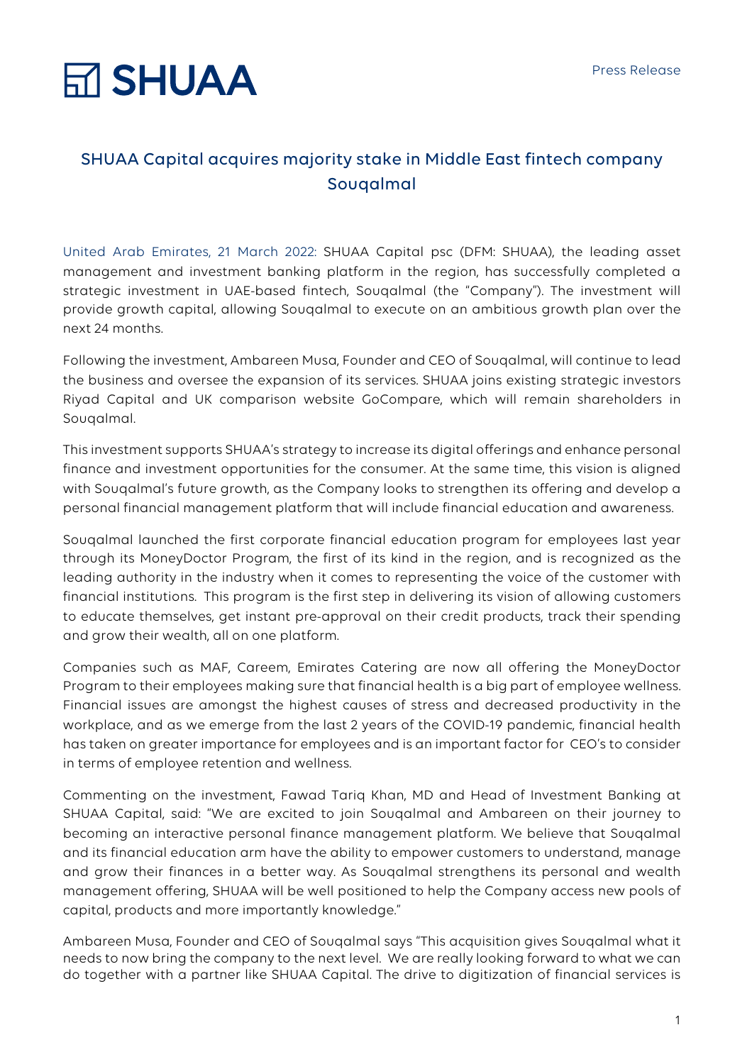SHUAA

Press Release

# SHUAA Capital acquires majority stake in Middle East fintech company Souqalmal

United Arab Emirates, 21 March 2022: SHUAA Capital psc (DFM: SHUAA), the leading asset management and investment banking platform in the region, has successfully completed a strategic investment in UAE-based fintech, Souqalmal (the "Company"). The investment will provide growth capital, allowing Souqalmal to execute on an ambitious growth plan over the next 24 months.

Following the investment, Ambareen Musa, Founder and CEO of Souqalmal, will continue to lead the business and oversee the expansion of its services. SHUAA joins existing strategic investors Riyad Capital and UK comparison website GoCompare, which will remain shareholders in Souqalmal.

This investment supports SHUAA's strategy to increase its digital offerings and enhance personal finance and investment opportunities for the consumer. At the same time, this vision is aligned with Souqalmal's future growth, as the Company looks to strengthen its offering and develop a personal financial management platform that will include financial education and awareness.

Souqalmal launched the first corporate financial education program for employees last year through its MoneyDoctor Program, the first of its kind in the region, and is recognized as the leading authority in the industry when it comes to representing the voice of the customer with financial institutions. This program is the first step in delivering its vision of allowing customers to educate themselves, get instant pre-approval on their credit products, track their spending and grow their wealth, all on one platform.

Companies such as MAF, Careem, Emirates Catering are now all offering the MoneyDoctor Program to their employees making sure that financial health is a big part of employee wellness. Financial issues are amongst the highest causes of stress and decreased productivity in the workplace, and as we emerge from the last 2 years of the COVID-19 pandemic, financial health has taken on greater importance for employees and is an important factor for CEO's to consider in terms of employee retention and wellness.

Commenting on the investment, Fawad Tariq Khan, MD and Head of Investment Banking at SHUAA Capital, said: "We are excited to join Souqalmal and Ambareen on their journey to becoming an interactive personal finance management platform. We believe that Souqalmal and its financial education arm have the ability to empower customers to understand, manage and grow their finances in a better way. As Souqalmal strengthens its personal and wealth management offering, SHUAA will be well positioned to help the Company access new pools of capital, products and more importantly knowledge."

Ambareen Musa, Founder and CEO of Souqalmal says "This acquisition gives Souqalmal what it needs to now bring the company to the next level. We are really looking forward to what we can do together with a partner like SHUAA Capital. The drive to digitization of financial services is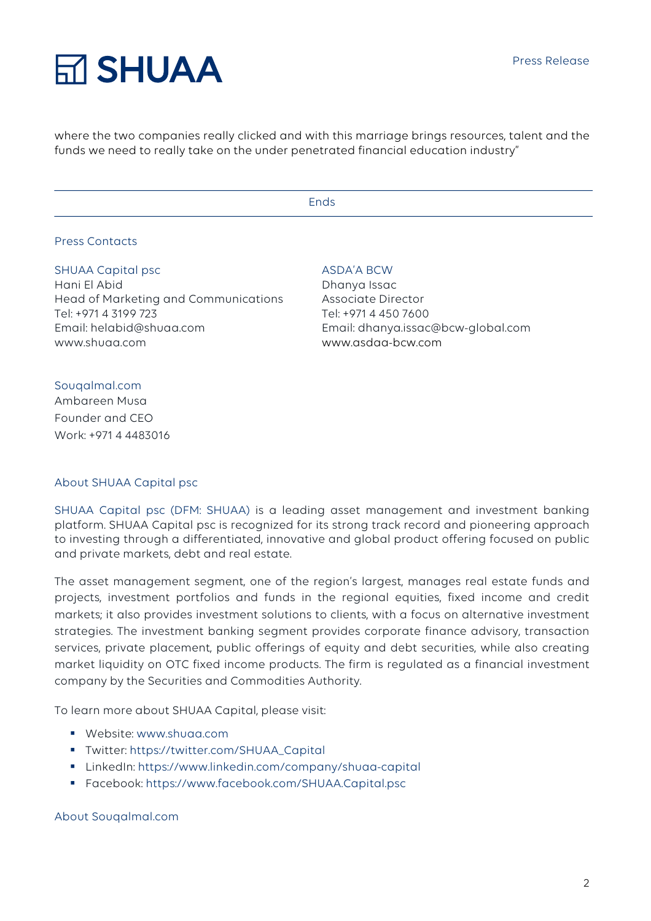where the two companies really clicked and with this marriage brings resources, talent and the funds we need to really take on the under penetrated financial education industry"

---

Ends

---

## Press Contacts

**SHUAA Capital psc**
Hani El Abid
Head of Marketing and Communications
Tel: +971 4 3199 723
Email: helabid@shuaa.com
www.shuaa.com

**ASDA'A BCW**
Dhanya Issac
Associate Director
Tel: +971 4 450 7600
Email: dhanya.issac@bcw-global.com
www.asdaa-bcw.com

**Souqalmal.com**
Ambareen Musa
Founder and CEO
Work: +971 4 4483016

## About SHUAA Capital psc

SHUAA Capital psc (DFM: SHUAA) is a leading asset management and investment banking platform. SHUAA Capital psc is recognized for its strong track record and pioneering approach to investing through a differentiated, innovative and global product offering focused on public and private markets, debt and real estate.

The asset management segment, one of the region's largest, manages real estate funds and projects, investment portfolios and funds in the regional equities, fixed income and credit markets; it also provides investment solutions to clients, with a focus on alternative investment strategies. The investment banking segment provides corporate finance advisory, transaction services, private placement, public offerings of equity and debt securities, while also creating market liquidity on OTC fixed income products. The firm is regulated as a financial investment company by the Securities and Commodities Authority.

To learn more about SHUAA Capital, please visit:

- Website: www.shuaa.com
- Twitter: https://twitter.com/SHUAA_Capital
- LinkedIn: https://www.linkedin.com/company/shuaa-capital
- Facebook: https://www.facebook.com/SHUAA.Capital.psc

## About Souqalmal.com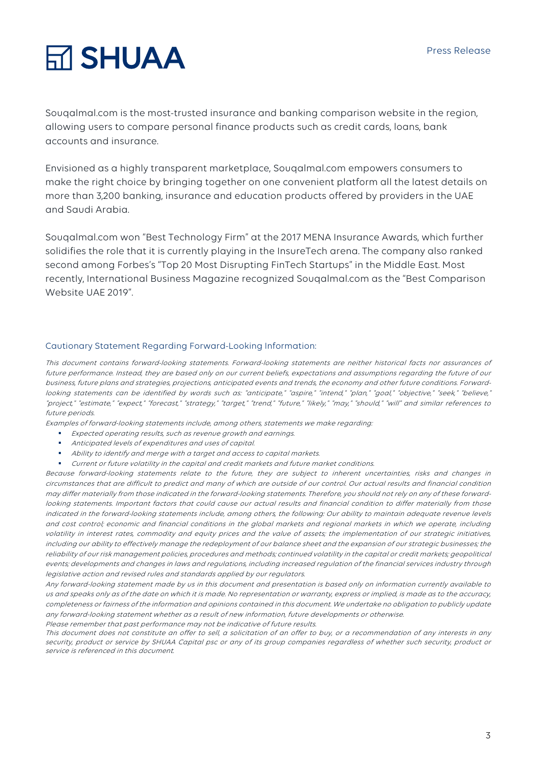Souqalmal.com is the most-trusted insurance and banking comparison website in the region, allowing users to compare personal finance products such as credit cards, loans, bank accounts and insurance.

Envisioned as a highly transparent marketplace, Souqalmal.com empowers consumers to make the right choice by bringing together on one convenient platform all the latest details on more than 3,200 banking, insurance and education products offered by providers in the UAE and Saudi Arabia.

Souqalmal.com won "Best Technology Firm" at the 2017 MENA Insurance Awards, which further solidifies the role that it is currently playing in the InsureTech arena. The company also ranked second among Forbes's "Top 20 Most Disrupting FinTech Startups" in the Middle East. Most recently, International Business Magazine recognized Souqalmal.com as the "Best Comparison Website UAE 2019".

### Cautionary Statement Regarding Forward-Looking Information:

*This document contains forward-looking statements. Forward-looking statements are neither historical facts nor assurances of future performance. Instead, they are based only on our current beliefs, expectations and assumptions regarding the future of our business, future plans and strategies, projections, anticipated events and trends, the economy and other future conditions. Forward-looking statements can be identified by words such as: "anticipate," "aspire," "intend," "plan," "goal," "objective," "seek," "believe," "project," "estimate," "expect," "forecast," "strategy," "target," "trend," "future," "likely," "may," "should," "will" and similar references to future periods.*

*Examples of forward-looking statements include, among others, statements we make regarding:*

- *Expected operating results, such as revenue growth and earnings.*
- *Anticipated levels of expenditures and uses of capital.*
- *Ability to identify and merge with a target and access to capital markets.*
- *Current or future volatility in the capital and credit markets and future market conditions.*

*Because forward-looking statements relate to the future, they are subject to inherent uncertainties, risks and changes in circumstances that are difficult to predict and many of which are outside of our control. Our actual results and financial condition may differ materially from those indicated in the forward-looking statements. Therefore, you should not rely on any of these forward-looking statements. Important factors that could cause our actual results and financial condition to differ materially from those indicated in the forward-looking statements include, among others, the following: Our ability to maintain adequate revenue levels and cost control; economic and financial conditions in the global markets and regional markets in which we operate, including volatility in interest rates, commodity and equity prices and the value of assets; the implementation of our strategic initiatives, including our ability to effectively manage the redeployment of our balance sheet and the expansion of our strategic businesses; the reliability of our risk management policies, procedures and methods; continued volatility in the capital or credit markets; geopolitical events; developments and changes in laws and regulations, including increased regulation of the financial services industry through legislative action and revised rules and standards applied by our regulators.*

*Any forward-looking statement made by us in this document and presentation is based only on information currently available to us and speaks only as of the date on which it is made. No representation or warranty, express or implied, is made as to the accuracy, completeness or fairness of the information and opinions contained in this document. We undertake no obligation to publicly update any forward-looking statement whether as a result of new information, future developments or otherwise.*

*Please remember that past performance may not be indicative of future results.*

*This document does not constitute an offer to sell, a solicitation of an offer to buy, or a recommendation of any interests in any security, product or service by SHUAA Capital psc or any of its group companies regardless of whether such security, product or service is referenced in this document.*